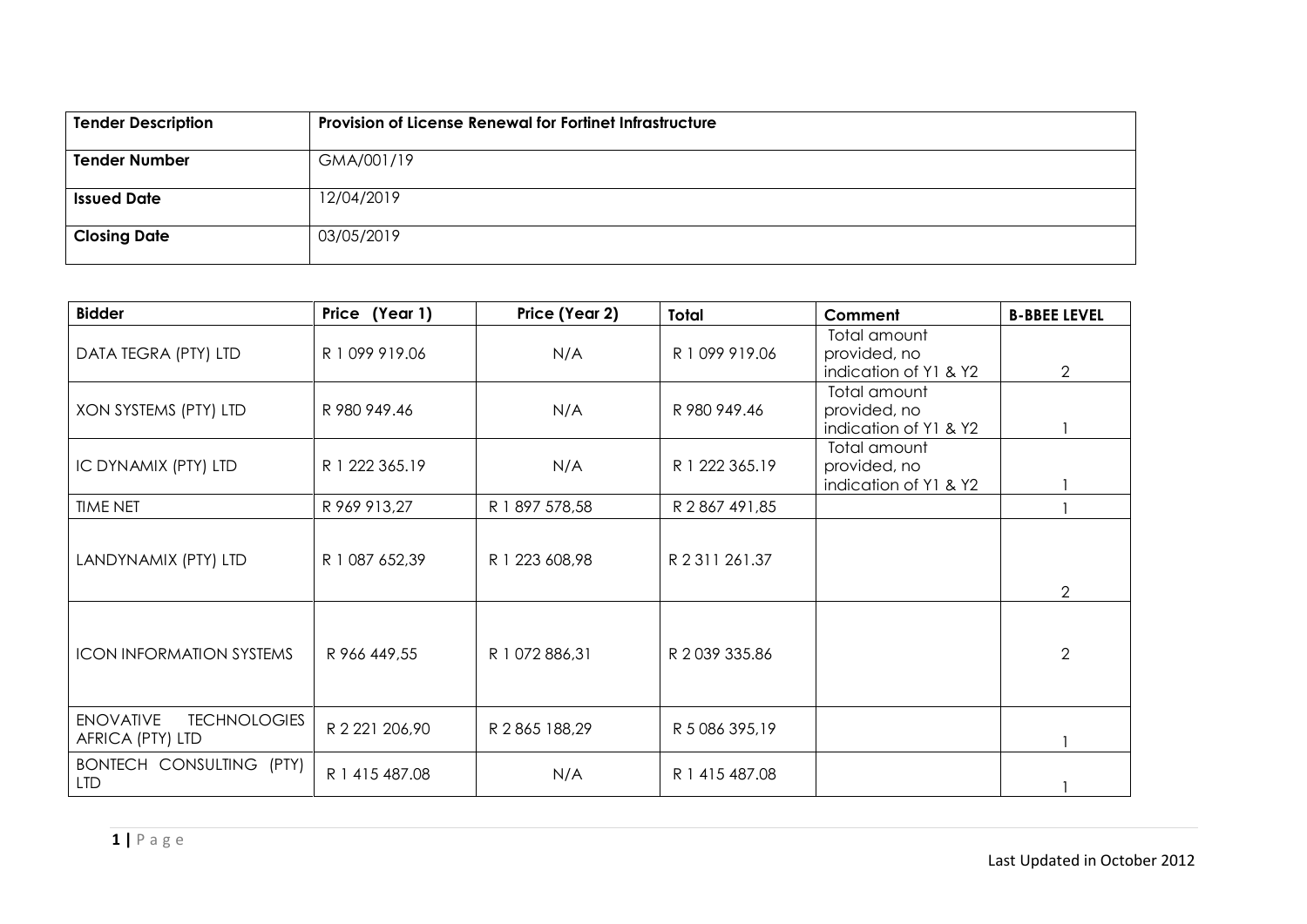| Tender Description | Provision of License Renewal for Fortinet Infrastructure |
| --- | --- |
| Tender Number | GMA/001/19 |
| Issued Date | 12/04/2019 |
| Closing Date | 03/05/2019 |

| Bidder | Price (Year 1) | Price (Year 2) | Total | Comment | B-BBEE LEVEL |
| --- | --- | --- | --- | --- | --- |
| DATA TEGRA (PTY) LTD | R 1 099 919.06 | N/A | R 1 099 919.06 | Total amount provided, no indication of Y1 & Y2 | 2 |
| XON SYSTEMS (PTY) LTD | R 980 949.46 | N/A | R 980 949.46 | Total amount provided, no indication of Y1 & Y2 | 1 |
| IC DYNAMIX (PTY) LTD | R 1 222 365.19 | N/A | R 1 222 365.19 | Total amount provided, no indication of Y1 & Y2 | 1 |
| TIME NET | R 969 913,27 | R 1 897 578,58 | R 2 867 491,85 | | 1 |
| LANDYNAMIX (PTY) LTD | R 1 087 652,39 | R 1 223 608,98 | R 2 311 261.37 | | 2 |
| ICON INFORMATION SYSTEMS | R 966 449,55 | R 1 072 886,31 | R 2 039 335.86 | | 2 |
| ENOVATIVE TECHNOLOGIES AFRICA (PTY) LTD | R 2 221 206,90 | R 2 865 188,29 | R 5 086 395,19 | | 1 |
| BONTECH CONSULTING (PTY) LTD | R 1 415 487.08 | N/A | R 1 415 487.08 | | 1 |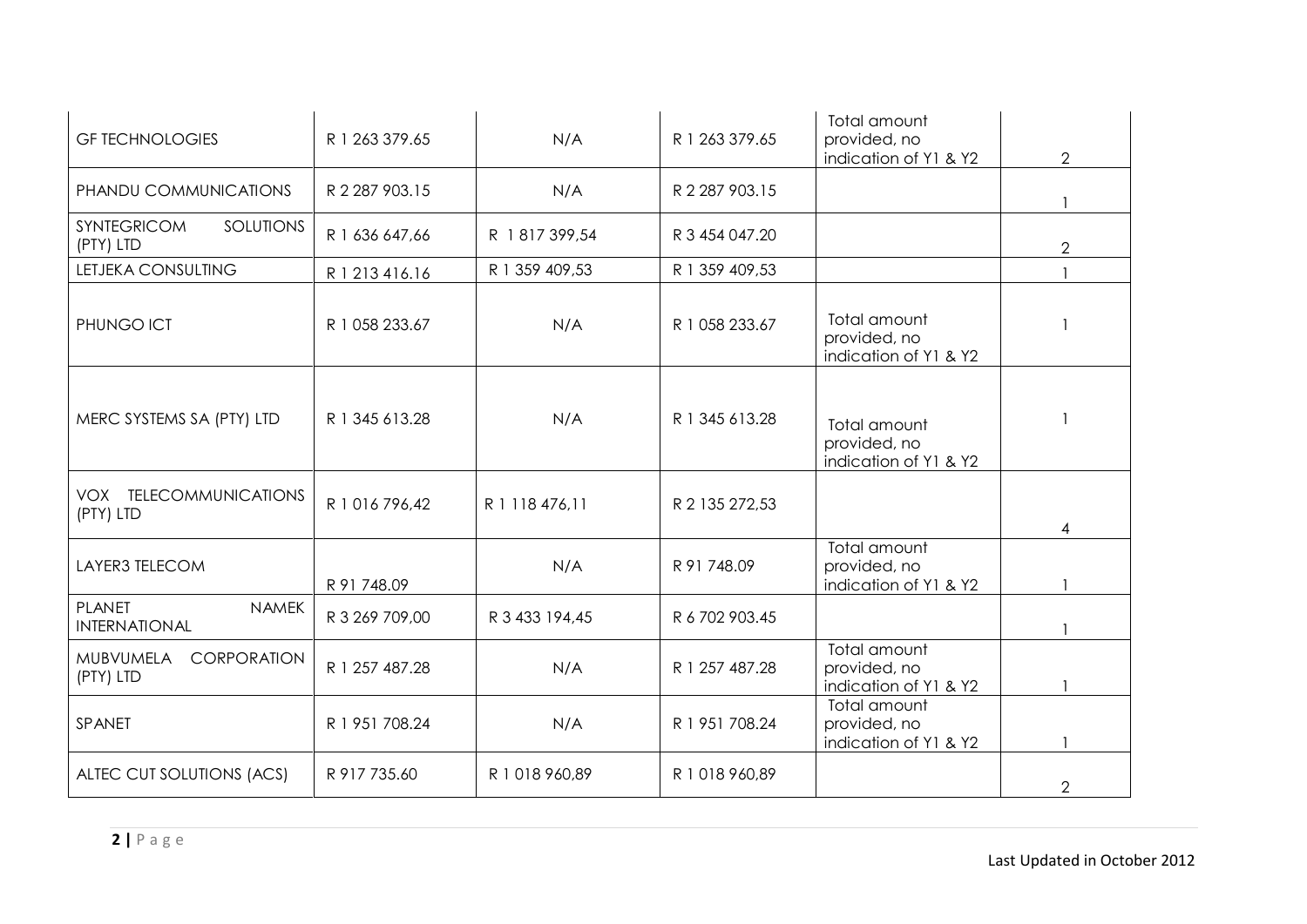| | | | | | |
|---|---|---|---|---|---|
| GF TECHNOLOGIES | R 1 263 379.65 | N/A | R 1 263 379.65 | Total amount provided, no indication of Y1 & Y2 | 2 |
| PHANDU COMMUNICATIONS | R 2 287 903.15 | N/A | R 2 287 903.15 | | 1 |
| SYNTEGRICOM SOLUTIONS (PTY) LTD | R 1 636 647,66 | R 1 817 399,54 | R 3 454 047.20 | | 2 |
| LETJEKA CONSULTING | R 1 213 416.16 | R 1 359 409,53 | R 1 359 409,53 | | 1 |
| PHUNGO ICT | R 1 058 233.67 | N/A | R 1 058 233.67 | Total amount provided, no indication of Y1 & Y2 | 1 |
| MERC SYSTEMS SA (PTY) LTD | R 1 345 613.28 | N/A | R 1 345 613.28 | Total amount provided, no indication of Y1 & Y2 | 1 |
| VOX TELECOMMUNICATIONS (PTY) LTD | R 1 016 796,42 | R 1 118 476,11 | R 2 135 272,53 | | 4 |
| LAYER3 TELECOM | R 91 748.09 | N/A | R 91 748.09 | Total amount provided, no indication of Y1 & Y2 | 1 |
| PLANET NAMEK INTERNATIONAL | R 3 269 709,00 | R 3 433 194,45 | R 6 702 903.45 | | 1 |
| MUBVUMELA CORPORATION (PTY) LTD | R 1 257 487.28 | N/A | R 1 257 487.28 | Total amount provided, no indication of Y1 & Y2 | 1 |
| SPANET | R 1 951 708.24 | N/A | R 1 951 708.24 | Total amount provided, no indication of Y1 & Y2 | 1 |
| ALTEC CUT SOLUTIONS (ACS) | R 917 735.60 | R 1 018 960,89 | R 1 018 960,89 | | 2 |

Last Updated in October 2012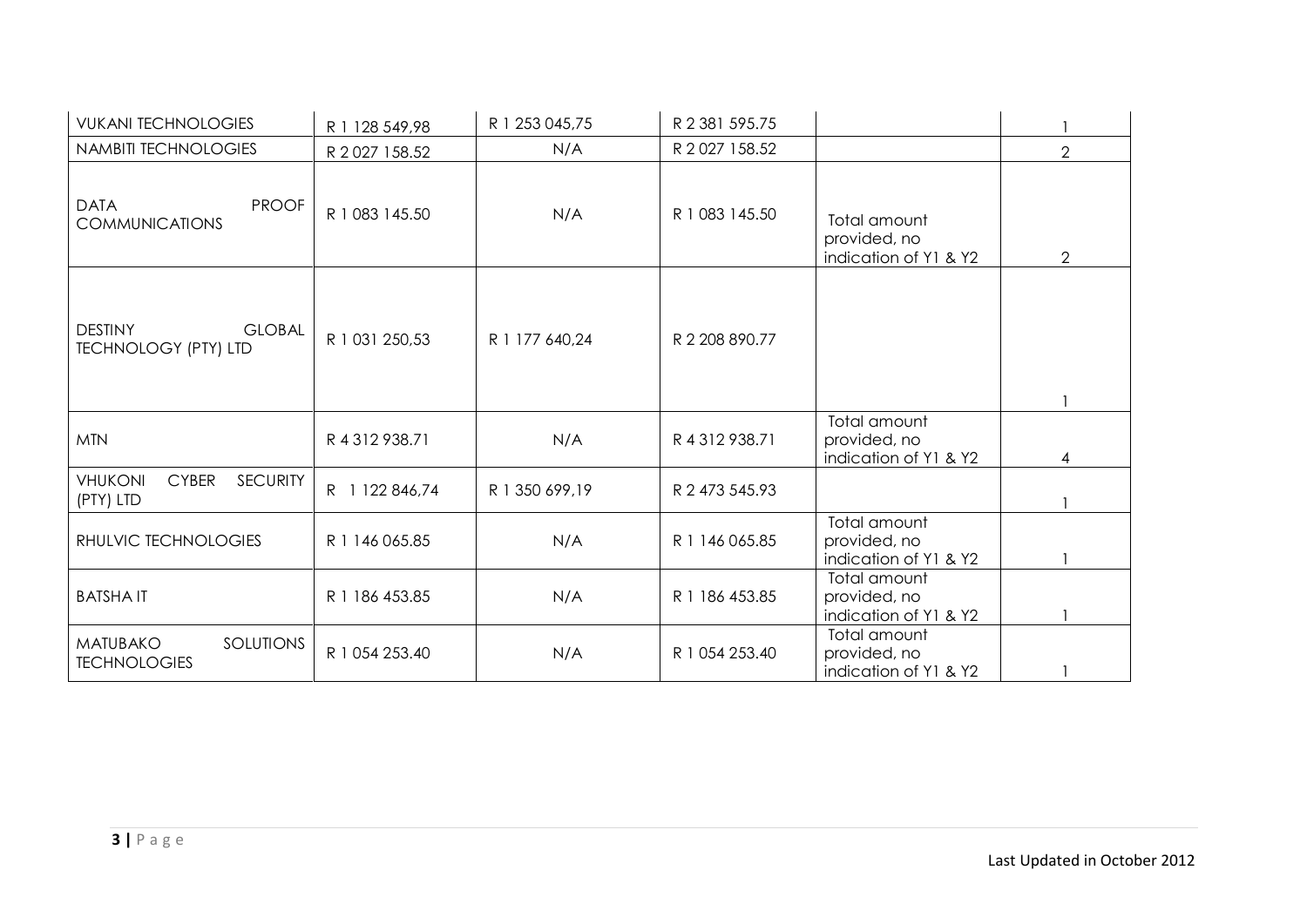| | | | | | |
|---|---|---|---|---|---|
| VUKANI TECHNOLOGIES | R 1 128 549,98 | R 1 253 045,75 | R 2 381 595.75 | | 1 |
| NAMBITI TECHNOLOGIES | R 2 027 158.52 | N/A | R 2 027 158.52 | | 2 |
| DATA PROOF COMMUNICATIONS | R 1 083 145.50 | N/A | R 1 083 145.50 | Total amount provided, no indication of Y1 & Y2 | 2 |
| DESTINY GLOBAL TECHNOLOGY (PTY) LTD | R 1 031 250,53 | R 1 177 640,24 | R 2 208 890.77 | | 1 |
| MTN | R 4 312 938.71 | N/A | R 4 312 938.71 | Total amount provided, no indication of Y1 & Y2 | 4 |
| VHUKONI CYBER SECURITY (PTY) LTD | R 1 122 846,74 | R 1 350 699,19 | R 2 473 545.93 | | 1 |
| RHULVIC TECHNOLOGIES | R 1 146 065.85 | N/A | R 1 146 065.85 | Total amount provided, no indication of Y1 & Y2 | 1 |
| BATSHA IT | R 1 186 453.85 | N/A | R 1 186 453.85 | Total amount provided, no indication of Y1 & Y2 | 1 |
| MATUBAKO SOLUTIONS TECHNOLOGIES | R 1 054 253.40 | N/A | R 1 054 253.40 | Total amount provided, no indication of Y1 & Y2 | 1 |

Last Updated in October 2012